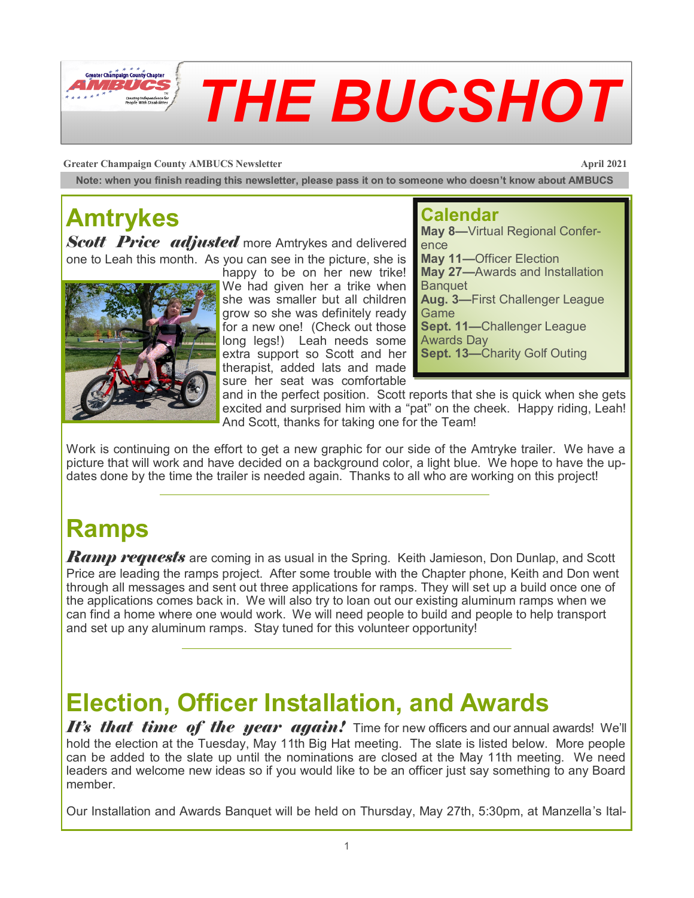# THE BUCSHOT

**Greater Champaign County AMBUCS Newsletter** **April 2021**

**Note: when you finish reading this newsletter, please pass it on to someone who doesn't know about AMBUCS**

## Amtrykes

***Scott Price adjusted*** more Amtrykes and delivered one to Leah this month. As you can see in the picture, she is happy to be on her new trike! We had given her a trike when she was smaller but all children grow so she was definitely ready for a new one! (Check out those long legs!) Leah needs some extra support so Scott and her therapist, added lats and made sure her seat was comfortable and in the perfect position. Scott reports that she is quick when she gets excited and surprised him with a "pat" on the cheek. Happy riding, Leah! And Scott, thanks for taking one for the Team!

Work is continuing on the effort to get a new graphic for our side of the Amtryke trailer. We have a picture that will work and have decided on a background color, a light blue. We hope to have the updates done by the time the trailer is needed again. Thanks to all who are working on this project!

## Calendar

**May 8**—Virtual Regional Conference
**May 11**—Officer Election
**May 27**—Awards and Installation Banquet
**Aug. 3**—First Challenger League Game
**Sept. 11**—Challenger League Awards Day
**Sept. 13**—Charity Golf Outing

## Ramps

***Ramp requests*** are coming in as usual in the Spring. Keith Jamieson, Don Dunlap, and Scott Price are leading the ramps project. After some trouble with the Chapter phone, Keith and Don went through all messages and sent out three applications for ramps. They will set up a build once one of the applications comes back in. We will also try to loan out our existing aluminum ramps when we can find a home where one would work. We will need people to build and people to help transport and set up any aluminum ramps. Stay tuned for this volunteer opportunity!

## Election, Officer Installation, and Awards

***It's that time of the year again!*** Time for new officers and our annual awards! We'll hold the election at the Tuesday, May 11th Big Hat meeting. The slate is listed below. More people can be added to the slate up until the nominations are closed at the May 11th meeting. We need leaders and welcome new ideas so if you would like to be an officer just say something to any Board member.

Our Installation and Awards Banquet will be held on Thursday, May 27th, 5:30pm, at Manzella's Ital-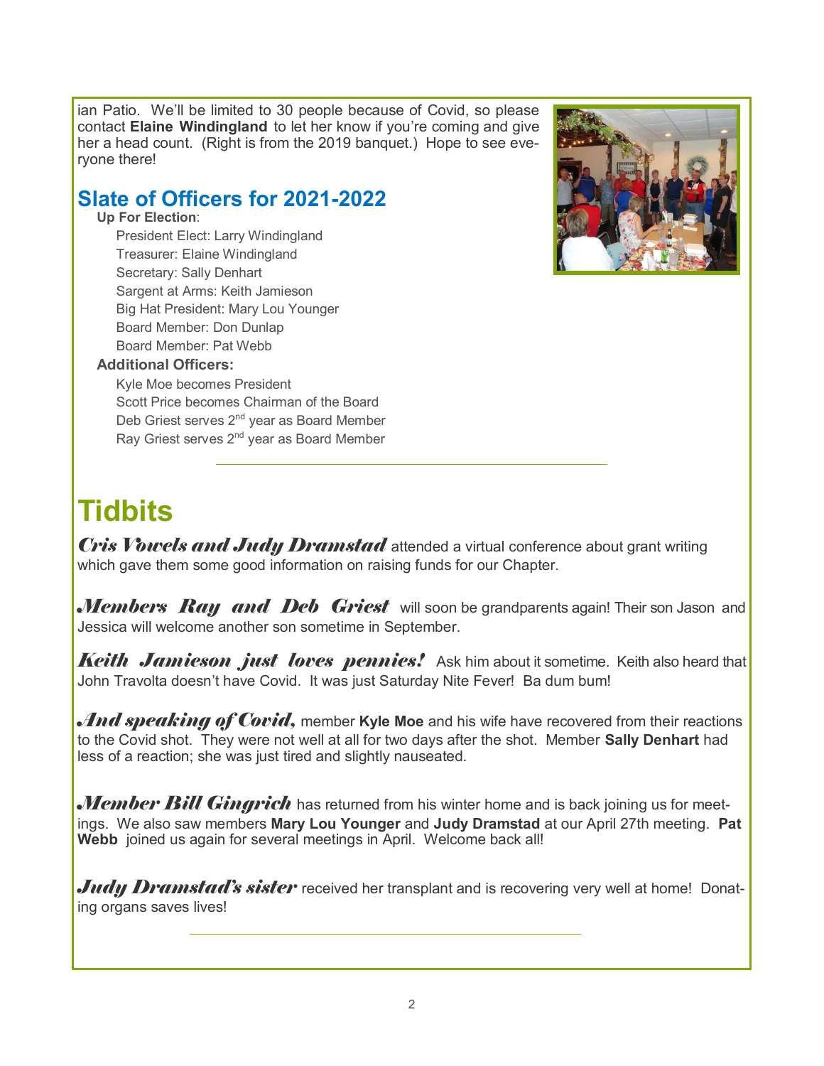ian Patio. We'll be limited to 30 people because of Covid, so please contact **Elaine Windingland** to let her know if you're coming and give her a head count. (Right is from the 2019 banquet.) Hope to see everyone there!

## Slate of Officers for 2021-2022

**Up For Election**:

- President Elect: Larry Windingland
- Treasurer: Elaine Windingland
- Secretary: Sally Denhart
- Sargent at Arms: Keith Jamieson
- Big Hat President: Mary Lou Younger
- Board Member: Don Dunlap
- Board Member: Pat Webb

**Additional Officers:**

- Kyle Moe becomes President
- Scott Price becomes Chairman of the Board
- Deb Griest serves 2nd year as Board Member
- Ray Griest serves 2nd year as Board Member

---

# Tidbits

***Cris Vowels and Judy Dramstad*** attended a virtual conference about grant writing which gave them some good information on raising funds for our Chapter.

***Members Ray and Deb Griest*** will soon be grandparents again! Their son Jason and Jessica will welcome another son sometime in September.

***Keith Jamieson just loves pennies!*** Ask him about it sometime. Keith also heard that John Travolta doesn't have Covid. It was just Saturday Nite Fever! Ba dum bum!

***And speaking of Covid,*** member **Kyle Moe** and his wife have recovered from their reactions to the Covid shot. They were not well at all for two days after the shot. Member **Sally Denhart** had less of a reaction; she was just tired and slightly nauseated.

***Member Bill Gingrich*** has returned from his winter home and is back joining us for meetings. We also saw members **Mary Lou Younger** and **Judy Dramstad** at our April 27th meeting. **Pat Webb** joined us again for several meetings in April. Welcome back all!

***Judy Dramstad's sister*** received her transplant and is recovering very well at home! Donating organs saves lives!

---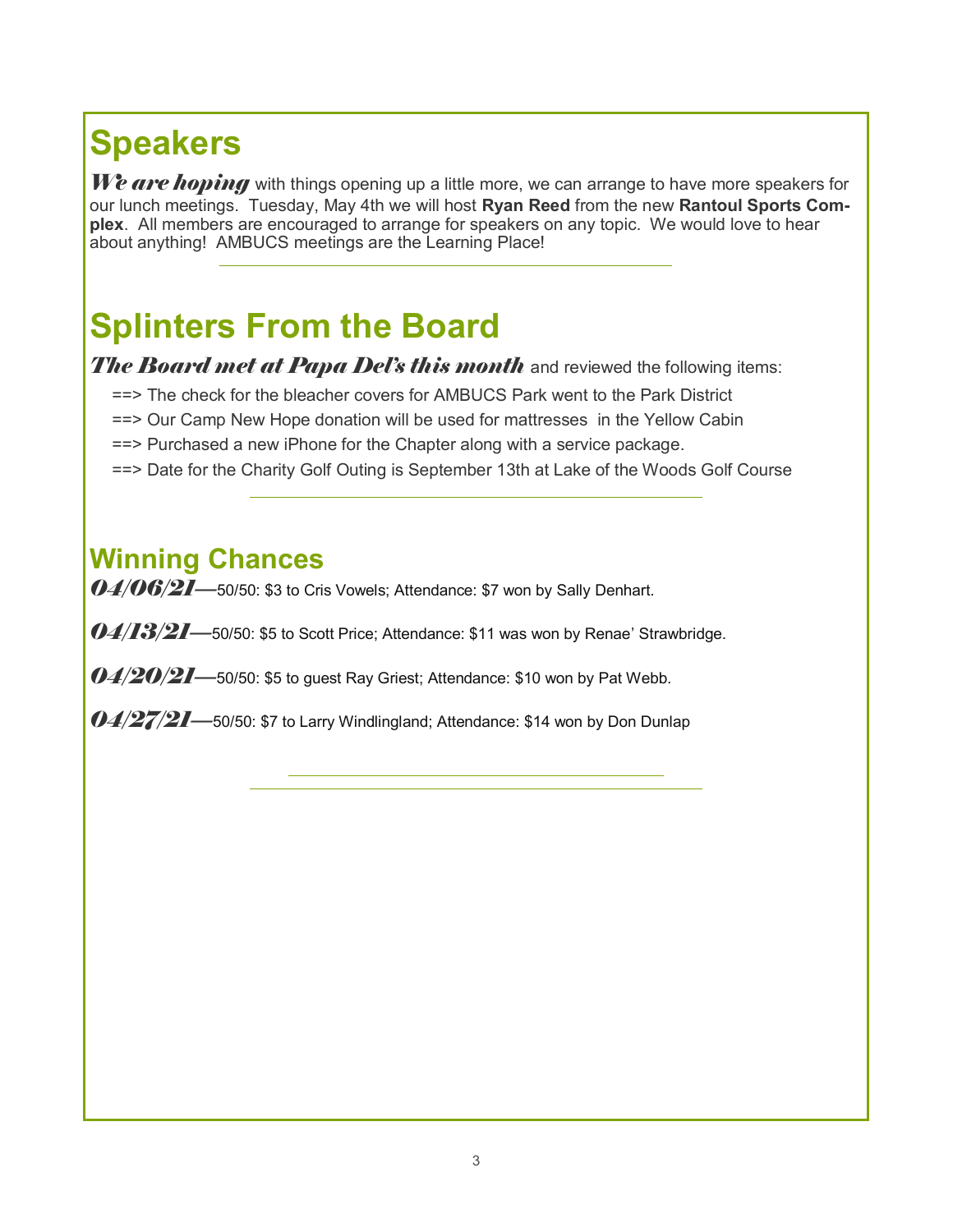# Speakers

***We are hoping*** with things opening up a little more, we can arrange to have more speakers for our lunch meetings. Tuesday, May 4th we will host **Ryan Reed** from the new **Rantoul Sports Complex**. All members are encouraged to arrange for speakers on any topic. We would love to hear about anything! AMBUCS meetings are the Learning Place!

---

# Splinters From the Board

***The Board met at Papa Del's this month*** and reviewed the following items:

==> The check for the bleacher covers for AMBUCS Park went to the Park District

==> Our Camp New Hope donation will be used for mattresses in the Yellow Cabin

==> Purchased a new iPhone for the Chapter along with a service package.

==> Date for the Charity Golf Outing is September 13th at Lake of the Woods Golf Course

---

## Winning Chances

***04/06/21—***50/50: $3 to Cris Vowels; Attendance: $7 won by Sally Denhart.

***04/13/21—***50/50: $5 to Scott Price; Attendance: $11 was won by Renae' Strawbridge.

***04/20/21—***50/50: $5 to guest Ray Griest; Attendance: $10 won by Pat Webb.

***04/27/21—***50/50: $7 to Larry Windlingland; Attendance: $14 won by Don Dunlap

---